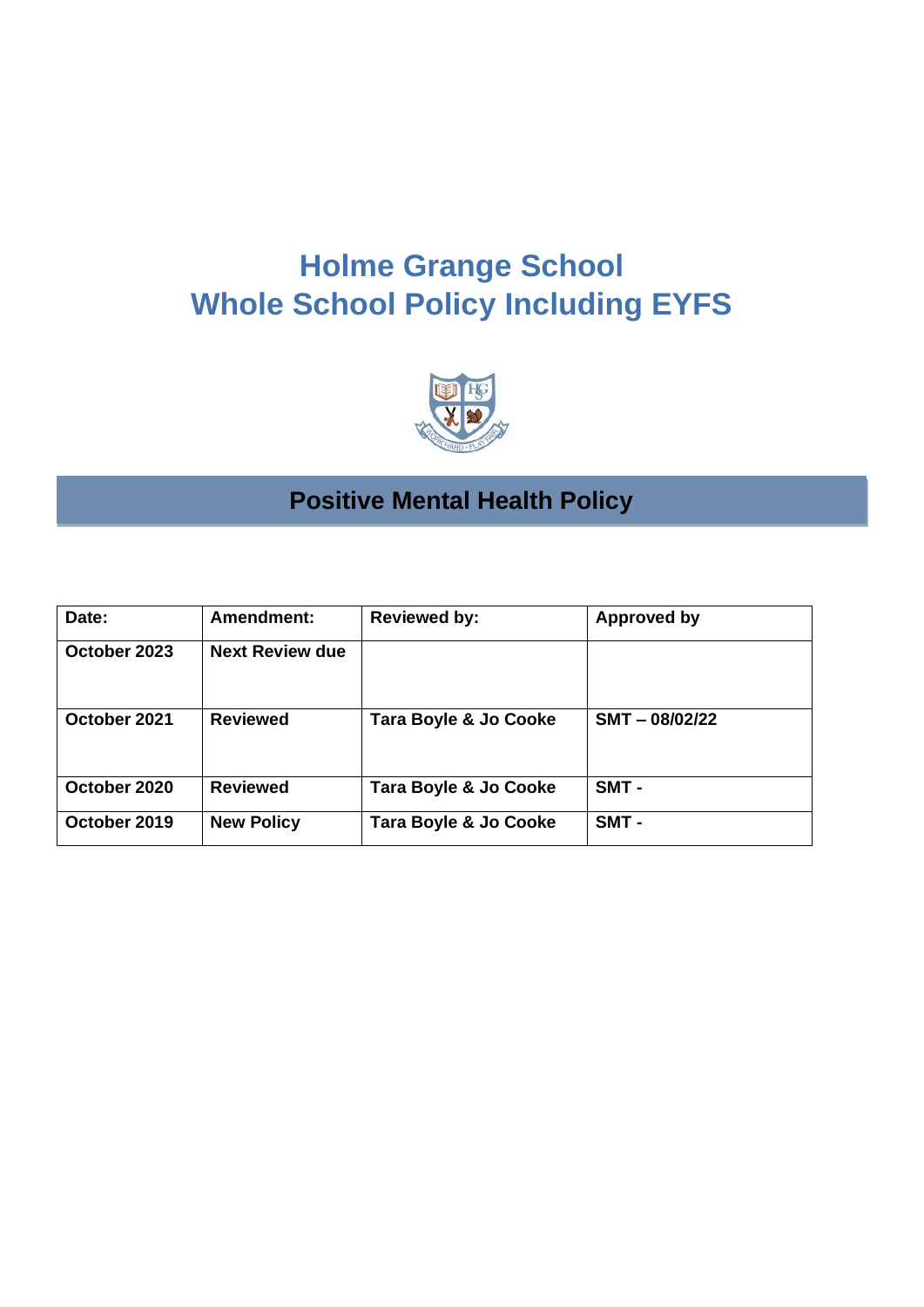# Holme Grange School
# Whole School Policy Including EYFS

## Positive Mental Health Policy

| Date: | Amendment: | Reviewed by: | Approved by |
|---|---|---|---|
| October 2023 | Next Review due | | |
| October 2021 | Reviewed | Tara Boyle & Jo Cooke | SMT – 08/02/22 |
| October 2020 | Reviewed | Tara Boyle & Jo Cooke | SMT - |
| October 2019 | New Policy | Tara Boyle & Jo Cooke | SMT - |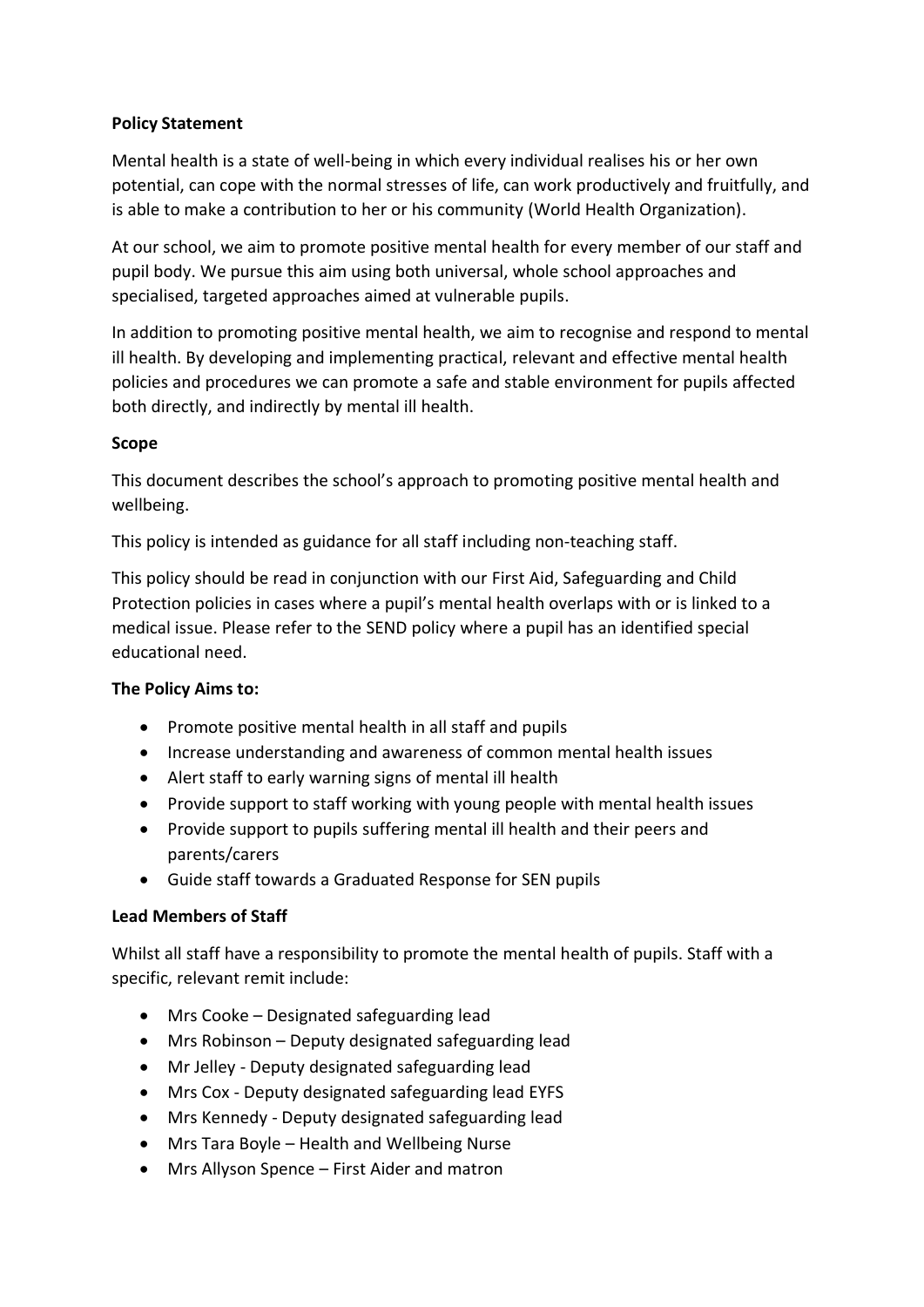**Policy Statement**

Mental health is a state of well-being in which every individual realises his or her own potential, can cope with the normal stresses of life, can work productively and fruitfully, and is able to make a contribution to her or his community (World Health Organization).

At our school, we aim to promote positive mental health for every member of our staff and pupil body. We pursue this aim using both universal, whole school approaches and specialised, targeted approaches aimed at vulnerable pupils.

In addition to promoting positive mental health, we aim to recognise and respond to mental ill health. By developing and implementing practical, relevant and effective mental health policies and procedures we can promote a safe and stable environment for pupils affected both directly, and indirectly by mental ill health.

**Scope**

This document describes the school's approach to promoting positive mental health and wellbeing.

This policy is intended as guidance for all staff including non-teaching staff.

This policy should be read in conjunction with our First Aid, Safeguarding and Child Protection policies in cases where a pupil's mental health overlaps with or is linked to a medical issue. Please refer to the SEND policy where a pupil has an identified special educational need.

**The Policy Aims to:**

- Promote positive mental health in all staff and pupils
- Increase understanding and awareness of common mental health issues
- Alert staff to early warning signs of mental ill health
- Provide support to staff working with young people with mental health issues
- Provide support to pupils suffering mental ill health and their peers and parents/carers
- Guide staff towards a Graduated Response for SEN pupils

**Lead Members of Staff**

Whilst all staff have a responsibility to promote the mental health of pupils. Staff with a specific, relevant remit include:

- Mrs Cooke – Designated safeguarding lead
- Mrs Robinson – Deputy designated safeguarding lead
- Mr Jelley - Deputy designated safeguarding lead
- Mrs Cox - Deputy designated safeguarding lead EYFS
- Mrs Kennedy - Deputy designated safeguarding lead
- Mrs Tara Boyle – Health and Wellbeing Nurse
- Mrs Allyson Spence – First Aider and matron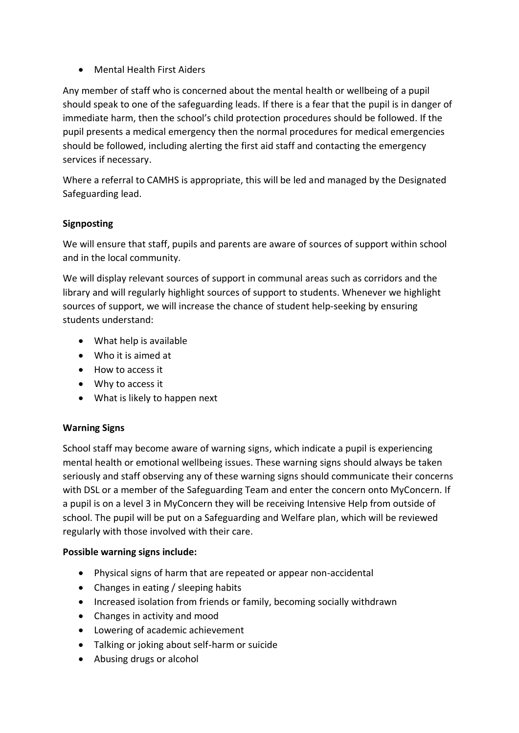- Mental Health First Aiders

Any member of staff who is concerned about the mental health or wellbeing of a pupil should speak to one of the safeguarding leads. If there is a fear that the pupil is in danger of immediate harm, then the school's child protection procedures should be followed. If the pupil presents a medical emergency then the normal procedures for medical emergencies should be followed, including alerting the first aid staff and contacting the emergency services if necessary.

Where a referral to CAMHS is appropriate, this will be led and managed by the Designated Safeguarding lead.

**Signposting**

We will ensure that staff, pupils and parents are aware of sources of support within school and in the local community.

We will display relevant sources of support in communal areas such as corridors and the library and will regularly highlight sources of support to students. Whenever we highlight sources of support, we will increase the chance of student help-seeking by ensuring students understand:

- What help is available
- Who it is aimed at
- How to access it
- Why to access it
- What is likely to happen next

**Warning Signs**

School staff may become aware of warning signs, which indicate a pupil is experiencing mental health or emotional wellbeing issues. These warning signs should always be taken seriously and staff observing any of these warning signs should communicate their concerns with DSL or a member of the Safeguarding Team and enter the concern onto MyConcern. If a pupil is on a level 3 in MyConcern they will be receiving Intensive Help from outside of school. The pupil will be put on a Safeguarding and Welfare plan, which will be reviewed regularly with those involved with their care.

**Possible warning signs include:**

- Physical signs of harm that are repeated or appear non-accidental
- Changes in eating / sleeping habits
- Increased isolation from friends or family, becoming socially withdrawn
- Changes in activity and mood
- Lowering of academic achievement
- Talking or joking about self-harm or suicide
- Abusing drugs or alcohol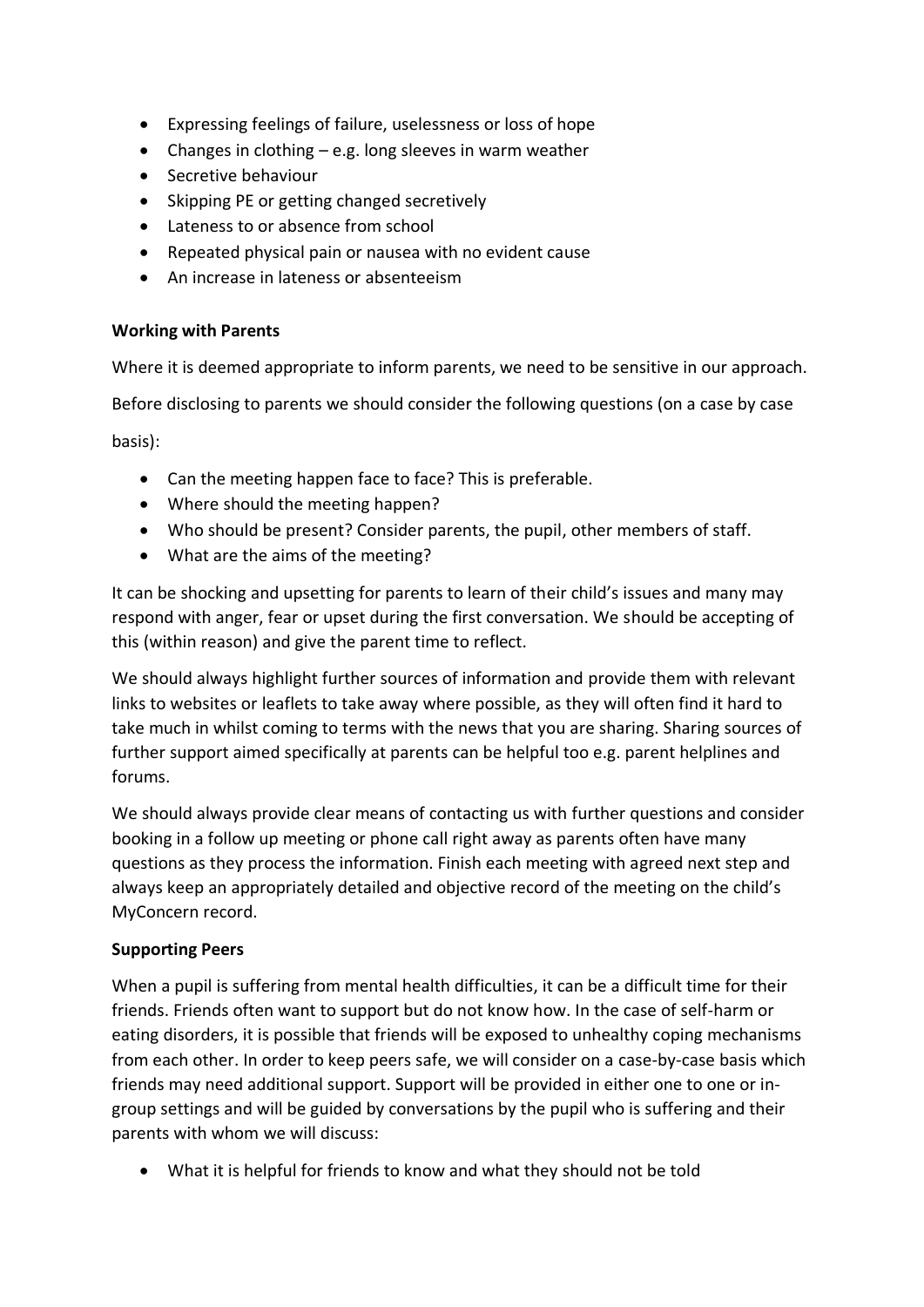- Expressing feelings of failure, uselessness or loss of hope
- Changes in clothing – e.g. long sleeves in warm weather
- Secretive behaviour
- Skipping PE or getting changed secretively
- Lateness to or absence from school
- Repeated physical pain or nausea with no evident cause
- An increase in lateness or absenteeism

**Working with Parents**

Where it is deemed appropriate to inform parents, we need to be sensitive in our approach.

Before disclosing to parents we should consider the following questions (on a case by case basis):

- Can the meeting happen face to face? This is preferable.
- Where should the meeting happen?
- Who should be present? Consider parents, the pupil, other members of staff.
- What are the aims of the meeting?

It can be shocking and upsetting for parents to learn of their child's issues and many may respond with anger, fear or upset during the first conversation. We should be accepting of this (within reason) and give the parent time to reflect.

We should always highlight further sources of information and provide them with relevant links to websites or leaflets to take away where possible, as they will often find it hard to take much in whilst coming to terms with the news that you are sharing. Sharing sources of further support aimed specifically at parents can be helpful too e.g. parent helplines and forums.

We should always provide clear means of contacting us with further questions and consider booking in a follow up meeting or phone call right away as parents often have many questions as they process the information. Finish each meeting with agreed next step and always keep an appropriately detailed and objective record of the meeting on the child's MyConcern record.

**Supporting Peers**

When a pupil is suffering from mental health difficulties, it can be a difficult time for their friends. Friends often want to support but do not know how. In the case of self-harm or eating disorders, it is possible that friends will be exposed to unhealthy coping mechanisms from each other. In order to keep peers safe, we will consider on a case-by-case basis which friends may need additional support. Support will be provided in either one to one or in-group settings and will be guided by conversations by the pupil who is suffering and their parents with whom we will discuss:

- What it is helpful for friends to know and what they should not be told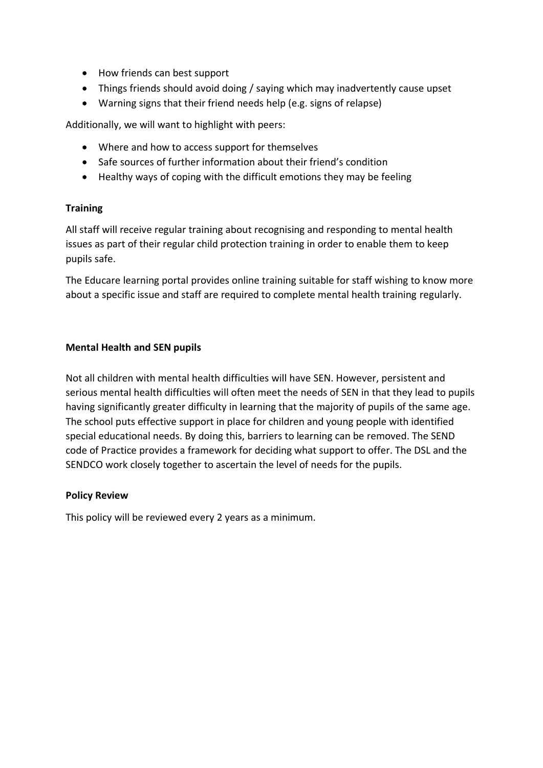- How friends can best support
- Things friends should avoid doing / saying which may inadvertently cause upset
- Warning signs that their friend needs help (e.g. signs of relapse)

Additionally, we will want to highlight with peers:

- Where and how to access support for themselves
- Safe sources of further information about their friend's condition
- Healthy ways of coping with the difficult emotions they may be feeling

**Training**

All staff will receive regular training about recognising and responding to mental health issues as part of their regular child protection training in order to enable them to keep pupils safe.

The Educare learning portal provides online training suitable for staff wishing to know more about a specific issue and staff are required to complete mental health training regularly.

**Mental Health and SEN pupils**

Not all children with mental health difficulties will have SEN. However, persistent and serious mental health difficulties will often meet the needs of SEN in that they lead to pupils having significantly greater difficulty in learning that the majority of pupils of the same age. The school puts effective support in place for children and young people with identified special educational needs. By doing this, barriers to learning can be removed. The SEND code of Practice provides a framework for deciding what support to offer. The DSL and the SENDCO work closely together to ascertain the level of needs for the pupils.

**Policy Review**

This policy will be reviewed every 2 years as a minimum.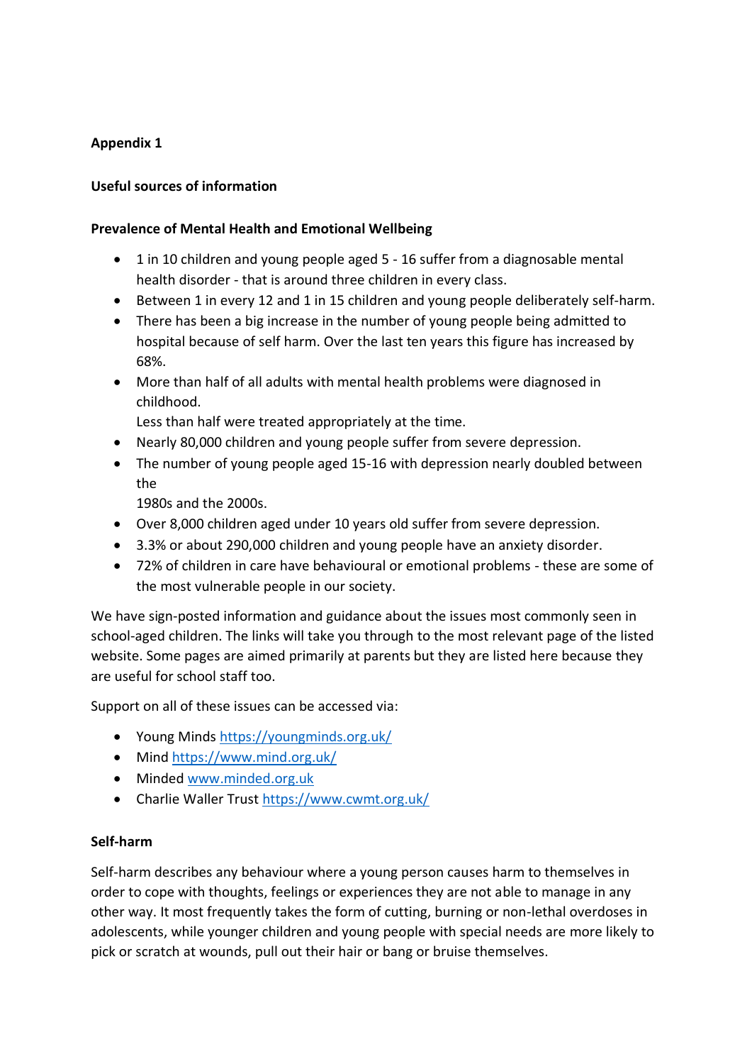**Appendix 1**

**Useful sources of information**

**Prevalence of Mental Health and Emotional Wellbeing**

- 1 in 10 children and young people aged 5 - 16 suffer from a diagnosable mental health disorder - that is around three children in every class.
- Between 1 in every 12 and 1 in 15 children and young people deliberately self-harm.
- There has been a big increase in the number of young people being admitted to hospital because of self harm. Over the last ten years this figure has increased by 68%.
- More than half of all adults with mental health problems were diagnosed in childhood.
  Less than half were treated appropriately at the time.
- Nearly 80,000 children and young people suffer from severe depression.
- The number of young people aged 15-16 with depression nearly doubled between the
  1980s and the 2000s.
- Over 8,000 children aged under 10 years old suffer from severe depression.
- 3.3% or about 290,000 children and young people have an anxiety disorder.
- 72% of children in care have behavioural or emotional problems - these are some of the most vulnerable people in our society.

We have sign-posted information and guidance about the issues most commonly seen in school-aged children. The links will take you through to the most relevant page of the listed website. Some pages are aimed primarily at parents but they are listed here because they are useful for school staff too.

Support on all of these issues can be accessed via:

- Young Minds https://youngminds.org.uk/
- Mind https://www.mind.org.uk/
- Minded www.minded.org.uk
- Charlie Waller Trust https://www.cwmt.org.uk/

**Self-harm**

Self-harm describes any behaviour where a young person causes harm to themselves in order to cope with thoughts, feelings or experiences they are not able to manage in any other way. It most frequently takes the form of cutting, burning or non-lethal overdoses in adolescents, while younger children and young people with special needs are more likely to pick or scratch at wounds, pull out their hair or bang or bruise themselves.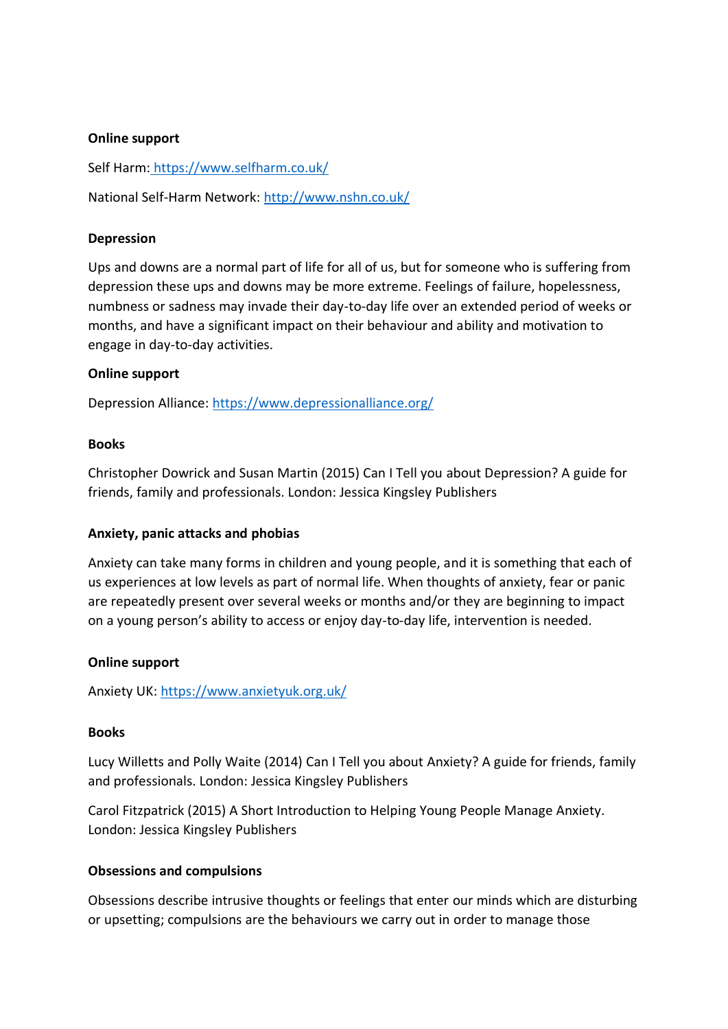**Online support**

Self Harm: https://www.selfharm.co.uk/

National Self-Harm Network: http://www.nshn.co.uk/

**Depression**

Ups and downs are a normal part of life for all of us, but for someone who is suffering from depression these ups and downs may be more extreme. Feelings of failure, hopelessness, numbness or sadness may invade their day-to-day life over an extended period of weeks or months, and have a significant impact on their behaviour and ability and motivation to engage in day-to-day activities.

**Online support**

Depression Alliance: https://www.depressionalliance.org/

**Books**

Christopher Dowrick and Susan Martin (2015) Can I Tell you about Depression? A guide for friends, family and professionals. London: Jessica Kingsley Publishers

**Anxiety, panic attacks and phobias**

Anxiety can take many forms in children and young people, and it is something that each of us experiences at low levels as part of normal life. When thoughts of anxiety, fear or panic are repeatedly present over several weeks or months and/or they are beginning to impact on a young person's ability to access or enjoy day-to-day life, intervention is needed.

**Online support**

Anxiety UK: https://www.anxietyuk.org.uk/

**Books**

Lucy Willetts and Polly Waite (2014) Can I Tell you about Anxiety? A guide for friends, family and professionals. London: Jessica Kingsley Publishers

Carol Fitzpatrick (2015) A Short Introduction to Helping Young People Manage Anxiety. London: Jessica Kingsley Publishers

**Obsessions and compulsions**

Obsessions describe intrusive thoughts or feelings that enter our minds which are disturbing or upsetting; compulsions are the behaviours we carry out in order to manage those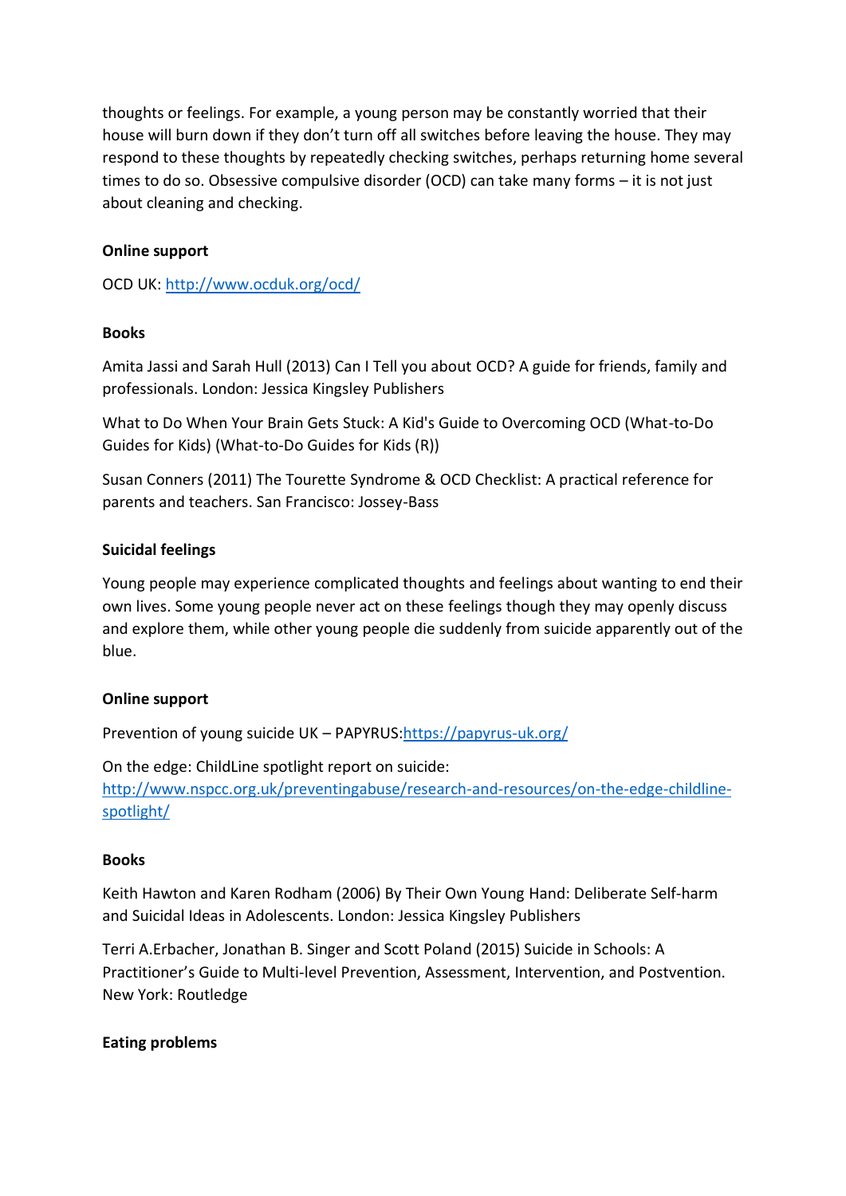thoughts or feelings. For example, a young person may be constantly worried that their house will burn down if they don't turn off all switches before leaving the house. They may respond to these thoughts by repeatedly checking switches, perhaps returning home several times to do so. Obsessive compulsive disorder (OCD) can take many forms – it is not just about cleaning and checking.

**Online support**

OCD UK: [http://www.ocduk.org/ocd/](http://www.ocduk.org/ocd/)

**Books**

Amita Jassi and Sarah Hull (2013) Can I Tell you about OCD? A guide for friends, family and professionals. London: Jessica Kingsley Publishers

What to Do When Your Brain Gets Stuck: A Kid's Guide to Overcoming OCD (What-to-Do Guides for Kids) (What-to-Do Guides for Kids (R))

Susan Conners (2011) The Tourette Syndrome & OCD Checklist: A practical reference for parents and teachers. San Francisco: Jossey-Bass

**Suicidal feelings**

Young people may experience complicated thoughts and feelings about wanting to end their own lives. Some young people never act on these feelings though they may openly discuss and explore them, while other young people die suddenly from suicide apparently out of the blue.

**Online support**

Prevention of young suicide UK – PAPYRUS:[https://papyrus-uk.org/](https://papyrus-uk.org/)

On the edge: ChildLine spotlight report on suicide: [http://www.nspcc.org.uk/preventingabuse/research-and-resources/on-the-edge-childline-spotlight/](http://www.nspcc.org.uk/preventingabuse/research-and-resources/on-the-edge-childline-spotlight/)

**Books**

Keith Hawton and Karen Rodham (2006) By Their Own Young Hand: Deliberate Self-harm and Suicidal Ideas in Adolescents. London: Jessica Kingsley Publishers

Terri A.Erbacher, Jonathan B. Singer and Scott Poland (2015) Suicide in Schools: A Practitioner's Guide to Multi-level Prevention, Assessment, Intervention, and Postvention. New York: Routledge

**Eating problems**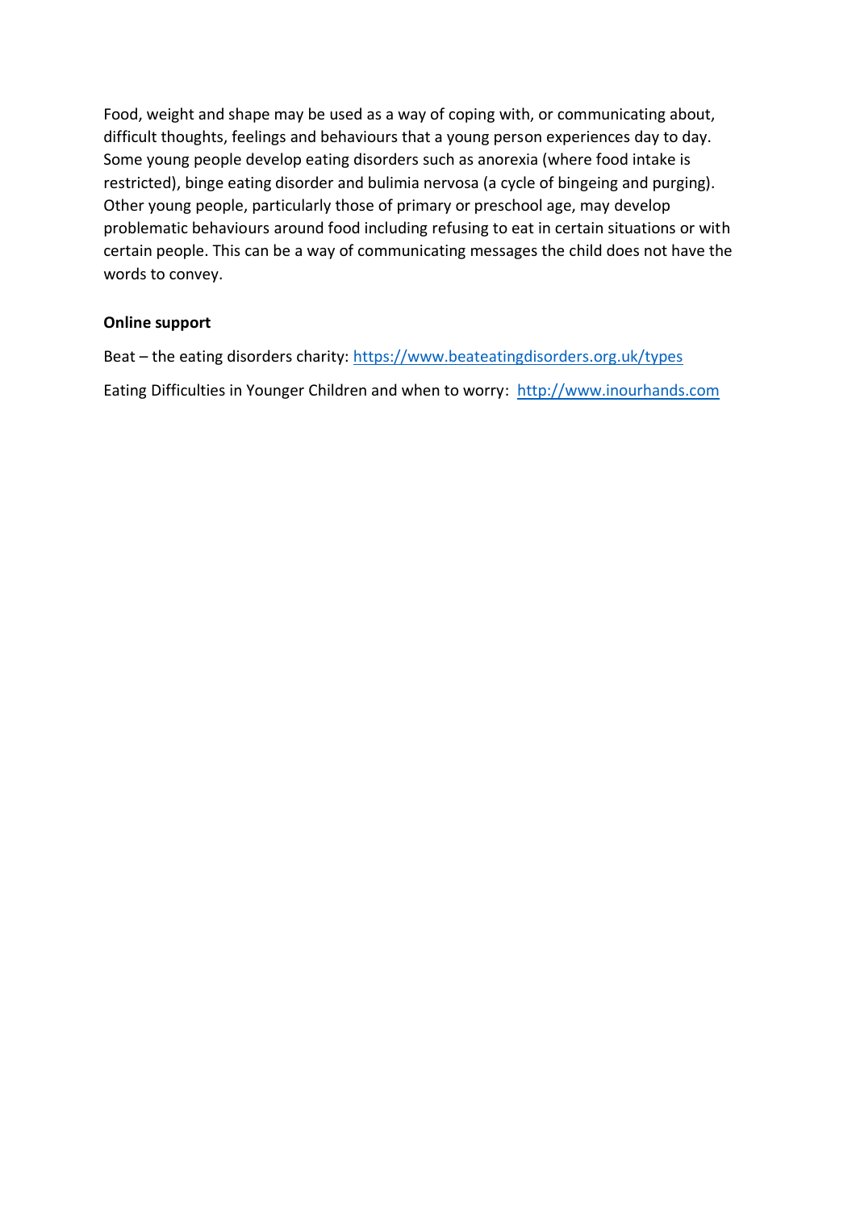Food, weight and shape may be used as a way of coping with, or communicating about, difficult thoughts, feelings and behaviours that a young person experiences day to day. Some young people develop eating disorders such as anorexia (where food intake is restricted), binge eating disorder and bulimia nervosa (a cycle of bingeing and purging). Other young people, particularly those of primary or preschool age, may develop problematic behaviours around food including refusing to eat in certain situations or with certain people. This can be a way of communicating messages the child does not have the words to convey.

**Online support**

Beat – the eating disorders charity: https://www.beateatingdisorders.org.uk/types

Eating Difficulties in Younger Children and when to worry: http://www.inourhands.com